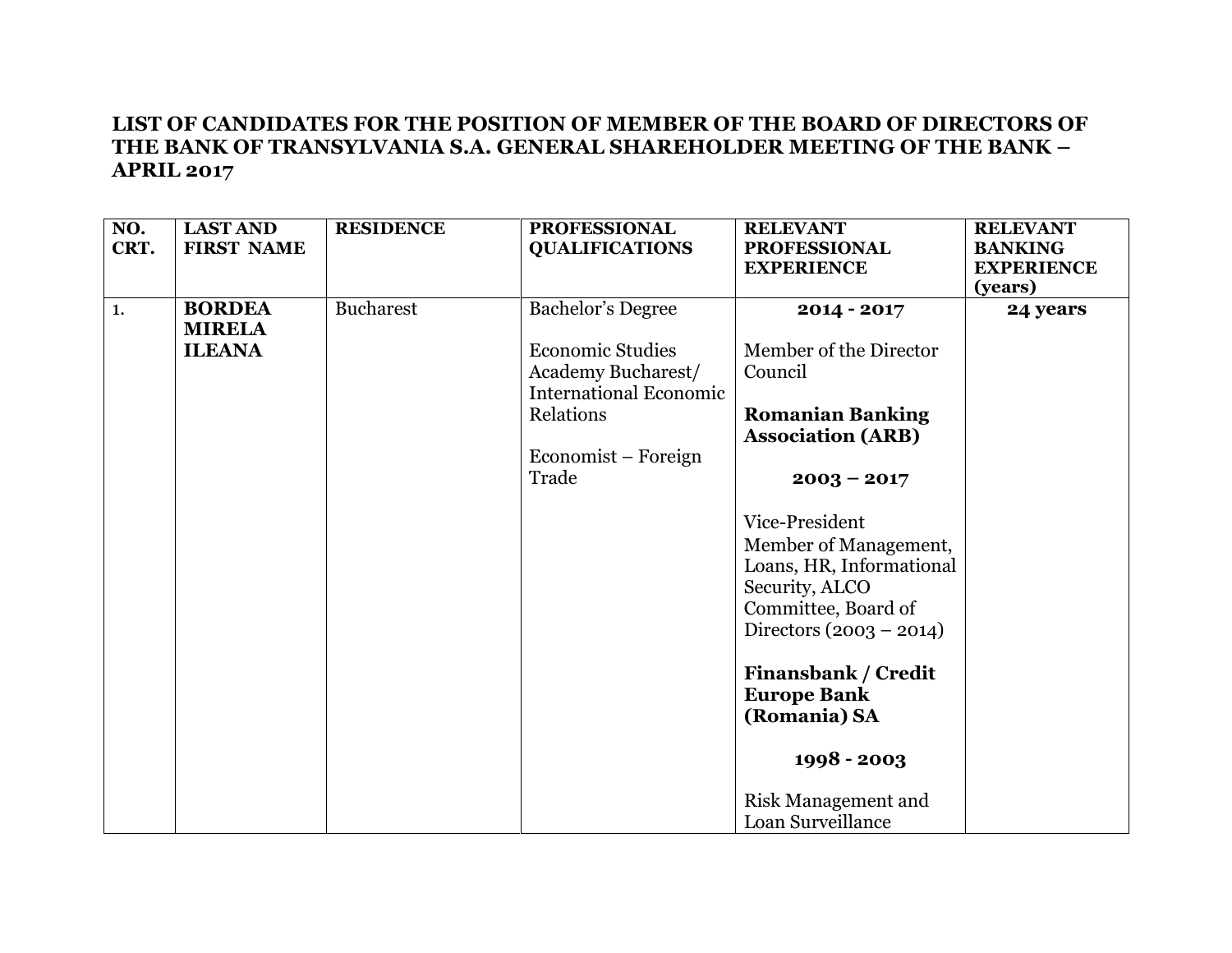# LIST OF CANDIDATES FOR THE POSITION OF MEMBER OF THE BOARD OF DIRECTORS OF THE BANK OF TRANSYLVANIA S.A. GENERAL SHAREHOLDER MEETING OF THE BANK – APRIL 2017

| NO. CRT. | LAST AND FIRST NAME | RESIDENCE | PROFESSIONAL QUALIFICATIONS | RELEVANT PROFESSIONAL EXPERIENCE | RELEVANT BANKING EXPERIENCE (years) |
|---|---|---|---|---|---|
| 1. | **BORDEA MIRELA ILEANA** | Bucharest | Bachelor's Degree<br><br>Economic Studies Academy Bucharest/ International Economic Relations<br><br>Economist – Foreign Trade | **2014 - 2017**<br><br>Member of the Director Council<br><br>**Romanian Banking Association (ARB)**<br><br>**2003 – 2017**<br><br>Vice-President<br>Member of Management, Loans, HR, Informational Security, ALCO Committee, Board of Directors (2003 – 2014)<br><br>**Finansbank / Credit Europe Bank (Romania) SA**<br><br>**1998 - 2003**<br><br>Risk Management and Loan Surveillance | **24 years** |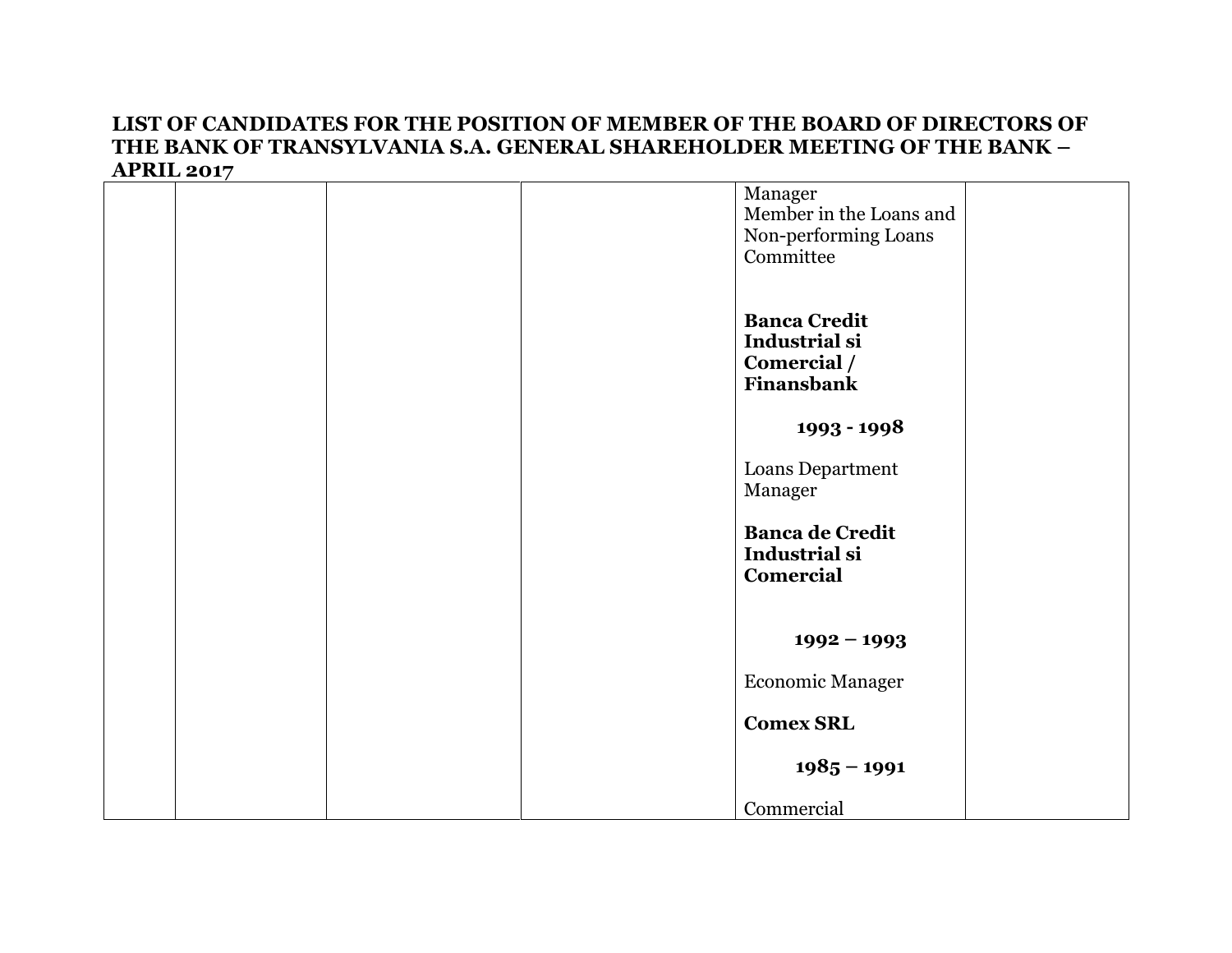**LIST OF CANDIDATES FOR THE POSITION OF MEMBER OF THE BOARD OF DIRECTORS OF THE BANK OF TRANSYLVANIA S.A. GENERAL SHAREHOLDER MEETING OF THE BANK – APRIL 2017**

| | | | | | |
|---|---|---|---|---|---|
| | | | | Manager<br>Member in the Loans and Non-performing Loans Committee<br><br>**Banca Credit Industrial si Comercial / Finansbank**<br><br>**1993 - 1998**<br><br>Loans Department Manager<br><br>**Banca de Credit Industrial si Comercial**<br><br>**1992 – 1993**<br><br>Economic Manager<br><br>**Comex SRL**<br><br>**1985 – 1991**<br><br>Commercial | |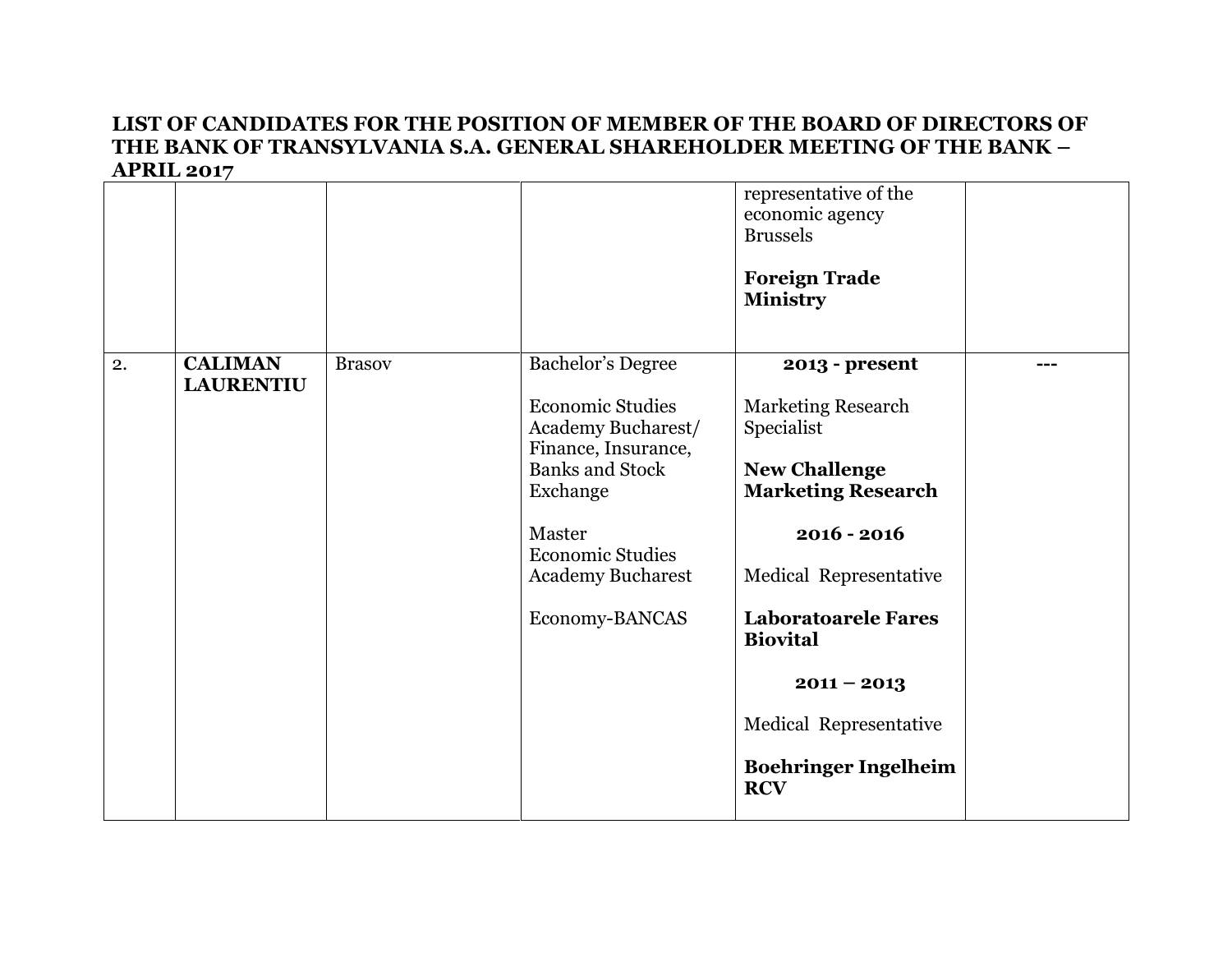**LIST OF CANDIDATES FOR THE POSITION OF MEMBER OF THE BOARD OF DIRECTORS OF THE BANK OF TRANSYLVANIA S.A. GENERAL SHAREHOLDER MEETING OF THE BANK – APRIL 2017**

| | | | | | |
|---|---|---|---|---|---|
| | | | | representative of the economic agency Brussels<br><br>**Foreign Trade Ministry** | |
| 2. | **CALIMAN LAURENTIU** | Brasov | Bachelor's Degree<br><br>Economic Studies Academy Bucharest/ Finance, Insurance, Banks and Stock Exchange<br><br>Master<br>Economic Studies Academy Bucharest<br><br>Economy-BANCAS | **2013 - present**<br><br>Marketing Research Specialist<br><br>**New Challenge Marketing Research**<br><br>**2016 - 2016**<br><br>Medical Representative<br><br>**Laboratoarele Fares Biovital**<br><br>**2011 – 2013**<br><br>Medical Representative<br><br>**Boehringer Ingelheim RCV** | --- |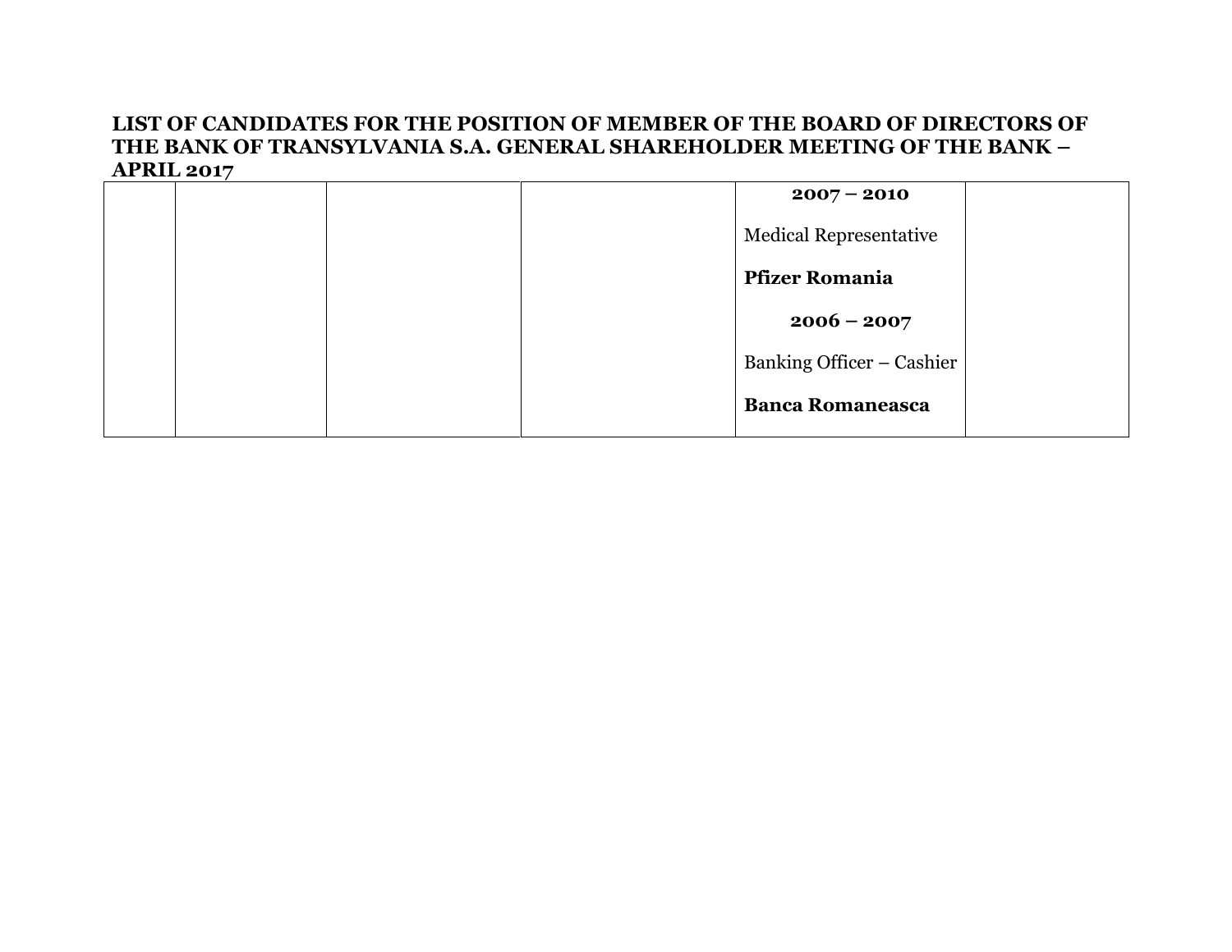**LIST OF CANDIDATES FOR THE POSITION OF MEMBER OF THE BOARD OF DIRECTORS OF THE BANK OF TRANSYLVANIA S.A. GENERAL SHAREHOLDER MEETING OF THE BANK – APRIL 2017**

| | | | | | |
|---|---|---|---|---|---|
| | | | | **2007 – 2010**<br><br>Medical Representative<br><br>**Pfizer Romania**<br><br>**2006 – 2007**<br><br>Banking Officer – Cashier<br><br>**Banca Romaneasca** | |